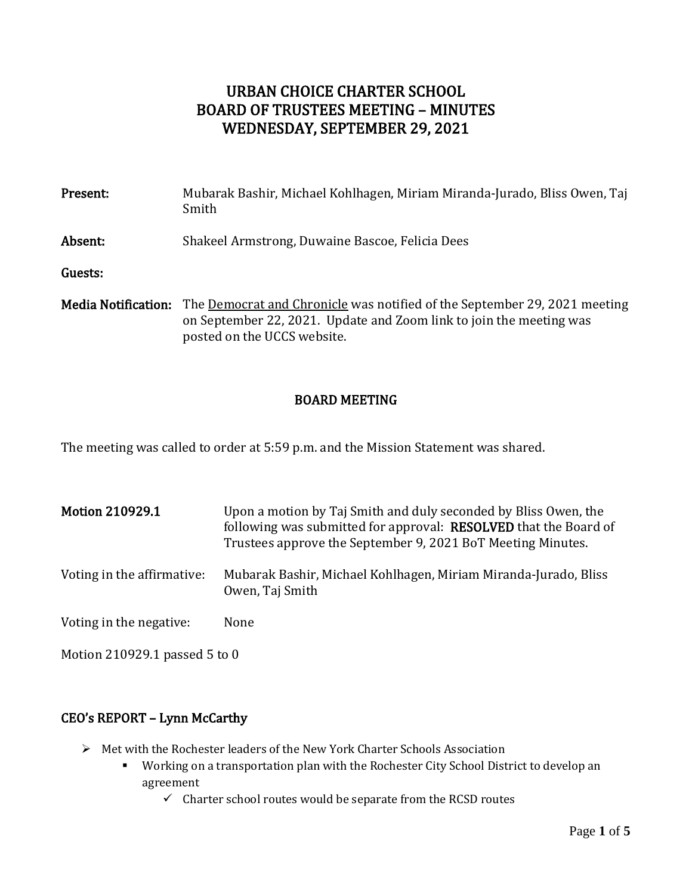# URBAN CHOICE CHARTER SCHOOL
# BOARD OF TRUSTEES MEETING – MINUTES
# WEDNESDAY, SEPTEMBER 29, 2021

**Present:** Mubarak Bashir, Michael Kohlhagen, Miriam Miranda-Jurado, Bliss Owen, Taj Smith

**Absent:** Shakeel Armstrong, Duwaine Bascoe, Felicia Dees

**Guests:**

**Media Notification:** The Democrat and Chronicle was notified of the September 29, 2021 meeting on September 22, 2021. Update and Zoom link to join the meeting was posted on the UCCS website.

## BOARD MEETING

The meeting was called to order at 5:59 p.m. and the Mission Statement was shared.

**Motion 210929.1** Upon a motion by Taj Smith and duly seconded by Bliss Owen, the following was submitted for approval: **RESOLVED** that the Board of Trustees approve the September 9, 2021 BoT Meeting Minutes.

Voting in the affirmative: Mubarak Bashir, Michael Kohlhagen, Miriam Miranda-Jurado, Bliss Owen, Taj Smith

Voting in the negative: None

Motion 210929.1 passed 5 to 0

## CEO's REPORT – Lynn McCarthy

- Met with the Rochester leaders of the New York Charter Schools Association
  - Working on a transportation plan with the Rochester City School District to develop an agreement
    - Charter school routes would be separate from the RCSD routes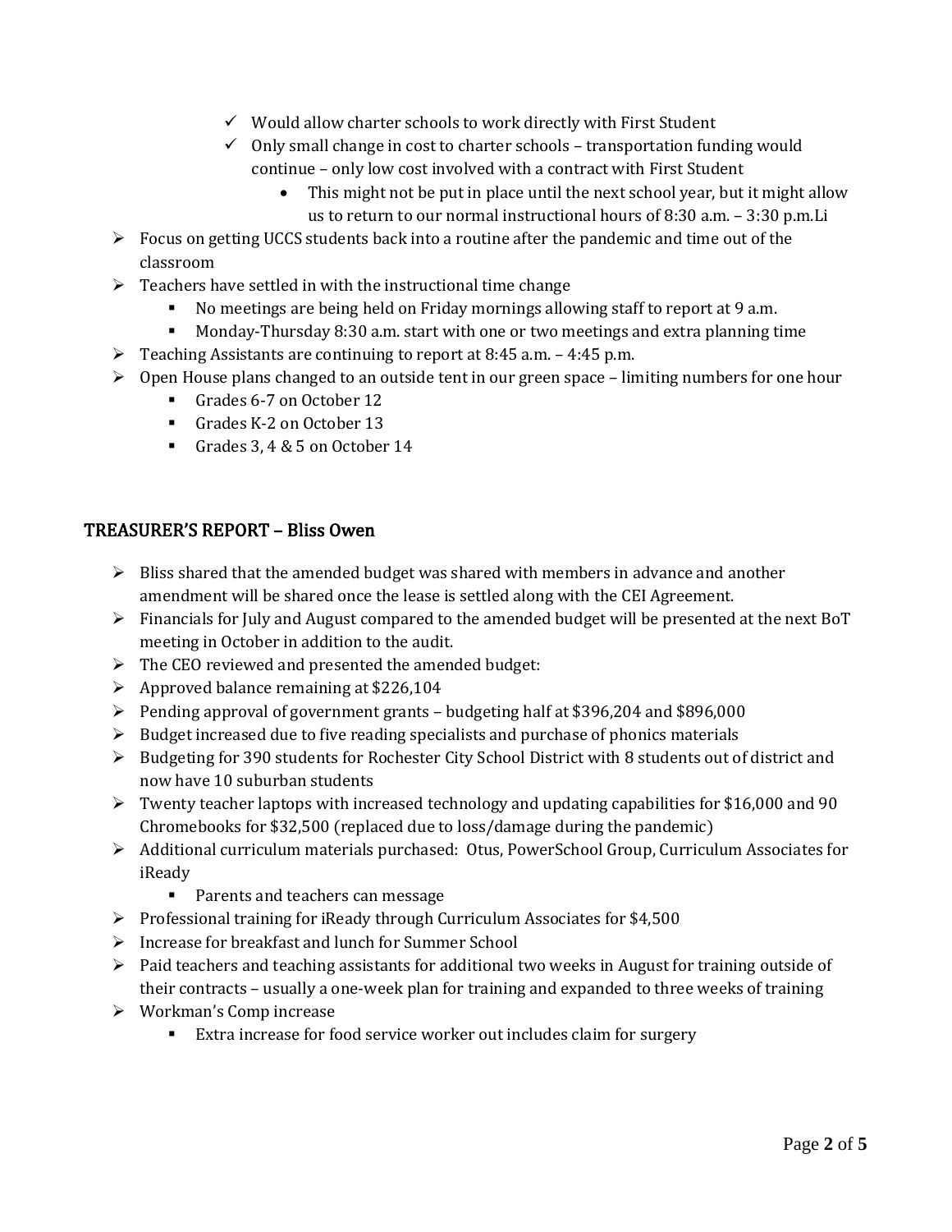- Would allow charter schools to work directly with First Student
    - Only small change in cost to charter schools – transportation funding would continue – only low cost involved with a contract with First Student
        - This might not be put in place until the next school year, but it might allow us to return to our normal instructional hours of 8:30 a.m. – 3:30 p.m.Li
- Focus on getting UCCS students back into a routine after the pandemic and time out of the classroom
- Teachers have settled in with the instructional time change
    - No meetings are being held on Friday mornings allowing staff to report at 9 a.m.
    - Monday-Thursday 8:30 a.m. start with one or two meetings and extra planning time
- Teaching Assistants are continuing to report at 8:45 a.m. – 4:45 p.m.
- Open House plans changed to an outside tent in our green space – limiting numbers for one hour
    - Grades 6-7 on October 12
    - Grades K-2 on October 13
    - Grades 3, 4 & 5 on October 14

## TREASURER'S REPORT – Bliss Owen

- Bliss shared that the amended budget was shared with members in advance and another amendment will be shared once the lease is settled along with the CEI Agreement.
- Financials for July and August compared to the amended budget will be presented at the next BoT meeting in October in addition to the audit.
- The CEO reviewed and presented the amended budget:
- Approved balance remaining at $226,104
- Pending approval of government grants – budgeting half at $396,204 and $896,000
- Budget increased due to five reading specialists and purchase of phonics materials
- Budgeting for 390 students for Rochester City School District with 8 students out of district and now have 10 suburban students
- Twenty teacher laptops with increased technology and updating capabilities for $16,000 and 90 Chromebooks for $32,500 (replaced due to loss/damage during the pandemic)
- Additional curriculum materials purchased: Otus, PowerSchool Group, Curriculum Associates for iReady
    - Parents and teachers can message
- Professional training for iReady through Curriculum Associates for $4,500
- Increase for breakfast and lunch for Summer School
- Paid teachers and teaching assistants for additional two weeks in August for training outside of their contracts – usually a one-week plan for training and expanded to three weeks of training
- Workman's Comp increase
    - Extra increase for food service worker out includes claim for surgery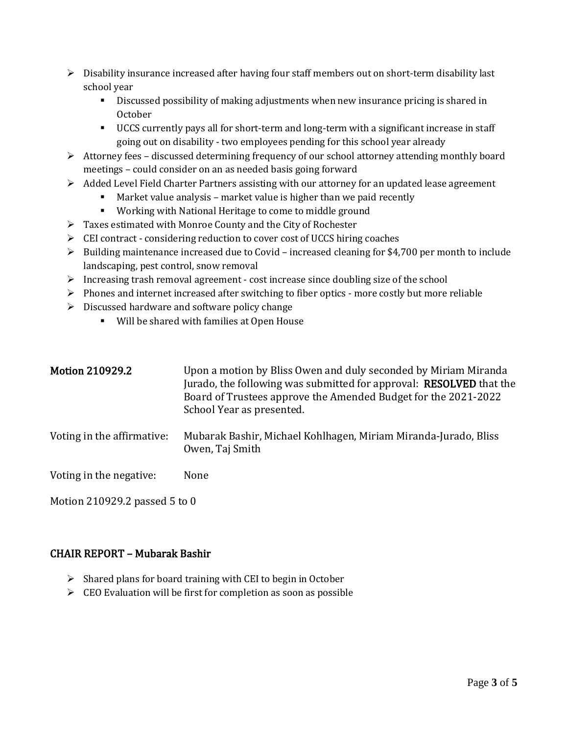- Disability insurance increased after having four staff members out on short-term disability last school year
  - Discussed possibility of making adjustments when new insurance pricing is shared in October
  - UCCS currently pays all for short-term and long-term with a significant increase in staff going out on disability - two employees pending for this school year already
- Attorney fees – discussed determining frequency of our school attorney attending monthly board meetings – could consider on an as needed basis going forward
- Added Level Field Charter Partners assisting with our attorney for an updated lease agreement
  - Market value analysis – market value is higher than we paid recently
  - Working with National Heritage to come to middle ground
- Taxes estimated with Monroe County and the City of Rochester
- CEI contract - considering reduction to cover cost of UCCS hiring coaches
- Building maintenance increased due to Covid – increased cleaning for $4,700 per month to include landscaping, pest control, snow removal
- Increasing trash removal agreement - cost increase since doubling size of the school
- Phones and internet increased after switching to fiber optics - more costly but more reliable
- Discussed hardware and software policy change
  - Will be shared with families at Open House

**Motion 210929.2** Upon a motion by Bliss Owen and duly seconded by Miriam Miranda Jurado, the following was submitted for approval: **RESOLVED** that the Board of Trustees approve the Amended Budget for the 2021-2022 School Year as presented.

Voting in the affirmative: Mubarak Bashir, Michael Kohlhagen, Miriam Miranda-Jurado, Bliss Owen, Taj Smith

Voting in the negative: None

Motion 210929.2 passed 5 to 0

## CHAIR REPORT – Mubarak Bashir

- Shared plans for board training with CEI to begin in October
- CEO Evaluation will be first for completion as soon as possible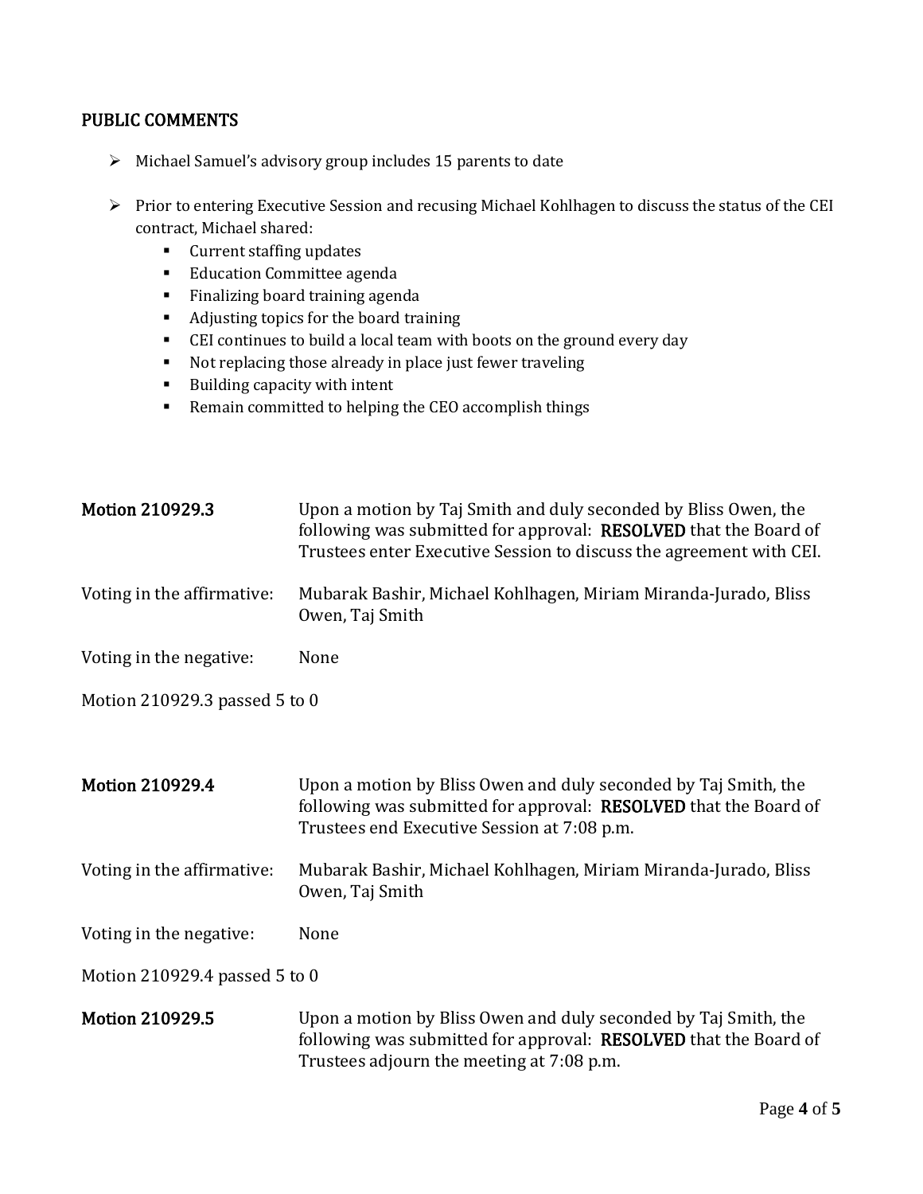## PUBLIC COMMENTS

- Michael Samuel's advisory group includes 15 parents to date
- Prior to entering Executive Session and recusing Michael Kohlhagen to discuss the status of the CEI contract, Michael shared:
  - Current staffing updates
  - Education Committee agenda
  - Finalizing board training agenda
  - Adjusting topics for the board training
  - CEI continues to build a local team with boots on the ground every day
  - Not replacing those already in place just fewer traveling
  - Building capacity with intent
  - Remain committed to helping the CEO accomplish things

**Motion 210929.3** Upon a motion by Taj Smith and duly seconded by Bliss Owen, the following was submitted for approval: **RESOLVED** that the Board of Trustees enter Executive Session to discuss the agreement with CEI.

Voting in the affirmative: Mubarak Bashir, Michael Kohlhagen, Miriam Miranda-Jurado, Bliss Owen, Taj Smith

Voting in the negative: None

Motion 210929.3 passed 5 to 0

**Motion 210929.4** Upon a motion by Bliss Owen and duly seconded by Taj Smith, the following was submitted for approval: **RESOLVED** that the Board of Trustees end Executive Session at 7:08 p.m.

Voting in the affirmative: Mubarak Bashir, Michael Kohlhagen, Miriam Miranda-Jurado, Bliss Owen, Taj Smith

Voting in the negative: None

Motion 210929.4 passed 5 to 0

**Motion 210929.5** Upon a motion by Bliss Owen and duly seconded by Taj Smith, the following was submitted for approval: **RESOLVED** that the Board of Trustees adjourn the meeting at 7:08 p.m.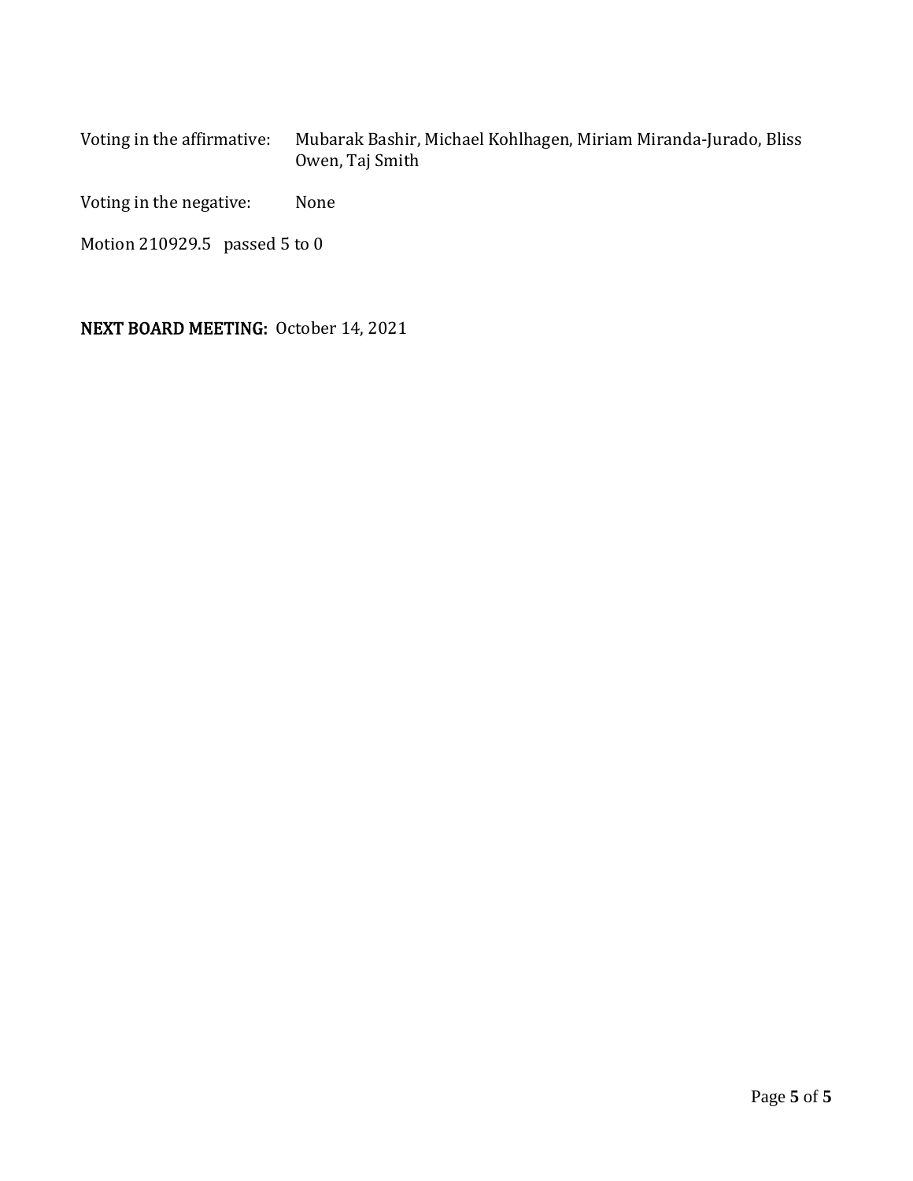| | |
| --- | --- |
| Voting in the affirmative: | Mubarak Bashir, Michael Kohlhagen, Miriam Miranda-Jurado, Bliss Owen, Taj Smith |
| Voting in the negative: | None |

Motion 210929.5   passed 5 to 0

**NEXT BOARD MEETING:** October 14, 2021